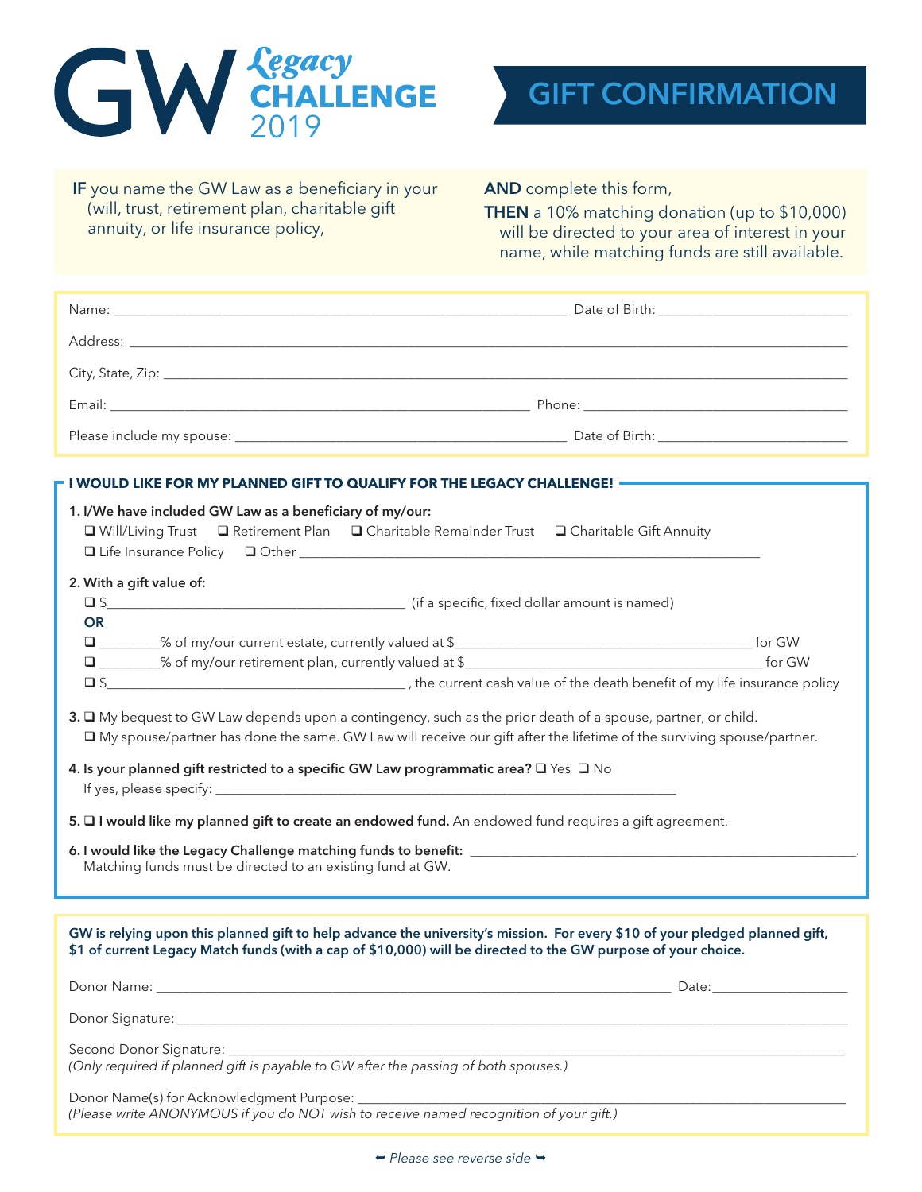# GW *Legacy* CHALLENGE 2019

## GIFT CONFIRMATION

**IF** you name the GW Law as a beneficiary in your (will, trust, retirement plan, charitable gift annuity, or life insurance policy,

**AND** complete this form,

**THEN** a 10% matching donation (up to $10,000) will be directed to your area of interest in your name, while matching funds are still available.

Name: ______________________________ Date of Birth: ______________

Address: ______________________________________________

City, State, Zip: ______________________________________________

Email: ______________________________ Phone: ______________

Please include my spouse: ______________________________ Date of Birth: ______________

**I WOULD LIKE FOR MY PLANNED GIFT TO QUALIFY FOR THE LEGACY CHALLENGE!**

**1. I/We have included GW Law as a beneficiary of my/our:**

❑ Will/Living Trust ❑ Retirement Plan ❑ Charitable Remainder Trust ❑ Charitable Gift Annuity
❑ Life Insurance Policy ❑ Other ______________________________

**2. With a gift value of:**

❑ $______________________ (if a specific, fixed dollar amount is named)

**OR**

❑ ________% of my/our current estate, currently valued at $______________________ for GW
❑ ________% of my/our retirement plan, currently valued at $______________________ for GW
❑ $______________________ , the current cash value of the death benefit of my life insurance policy

**3.** ❑ My bequest to GW Law depends upon a contingency, such as the prior death of a spouse, partner, or child.
❑ My spouse/partner has done the same. GW Law will receive our gift after the lifetime of the surviving spouse/partner.

**4. Is your planned gift restricted to a specific GW Law programmatic area?** ❑ Yes ❑ No
If yes, please specify: ______________________________

**5.** ❑ **I would like my planned gift to create an endowed fund.** An endowed fund requires a gift agreement.

**6. I would like the Legacy Challenge matching funds to benefit:** ______________________________.
Matching funds must be directed to an existing fund at GW.

**GW is relying upon this planned gift to help advance the university's mission. For every $10 of your pledged planned gift, $1 of current Legacy Match funds (with a cap of $10,000) will be directed to the GW purpose of your choice.**

Donor Name: ______________________________ Date: ______________

Donor Signature: ______________________________

Second Donor Signature: ______________________________
*(Only required if planned gift is payable to GW after the passing of both spouses.)*

Donor Name(s) for Acknowledgment Purpose: ______________________________
*(Please write ANONYMOUS if you do NOT wish to receive named recognition of your gift.)*

*Please see reverse side*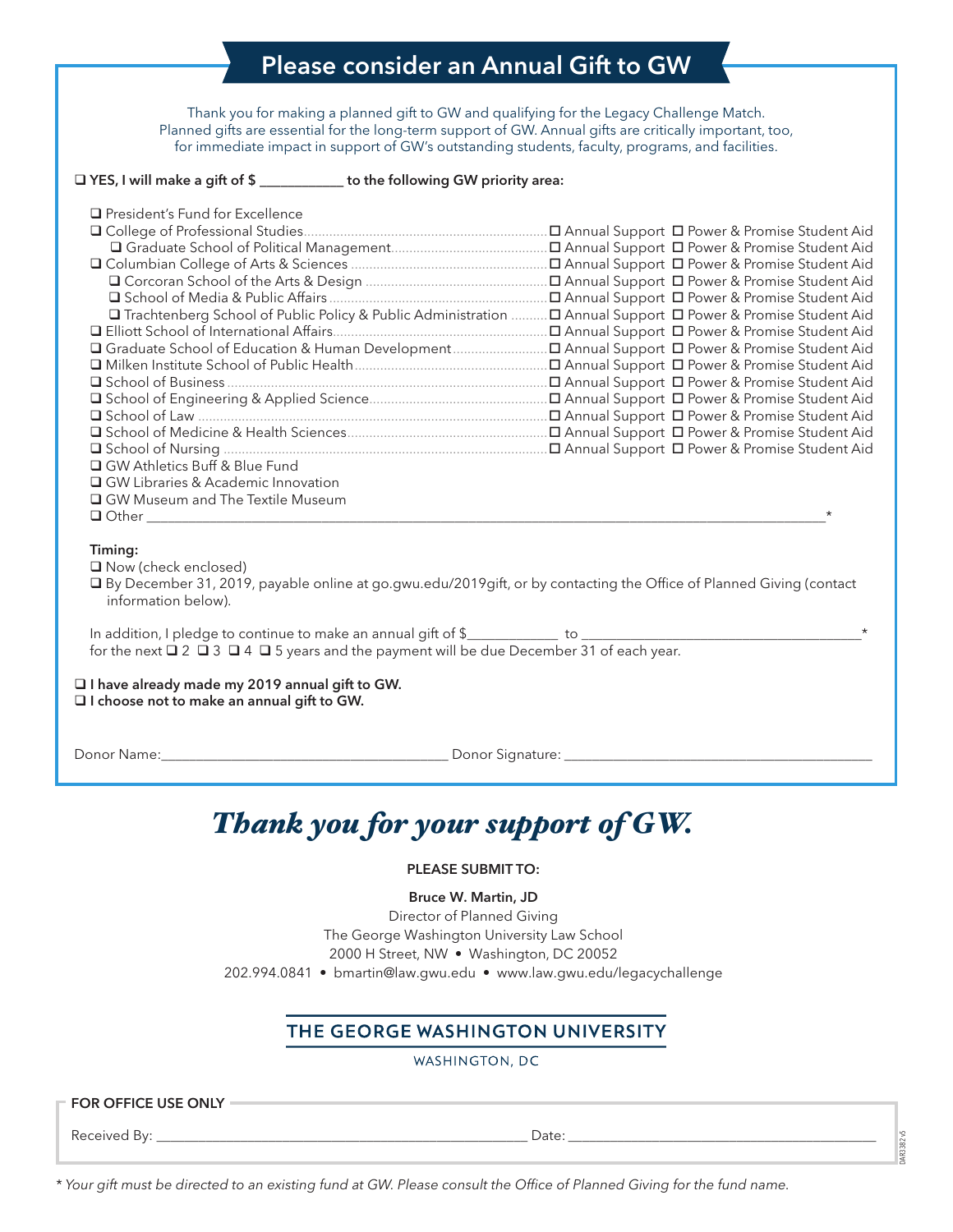## Please consider an Annual Gift to GW

Thank you for making a planned gift to GW and qualifying for the Legacy Challenge Match. Planned gifts are essential for the long-term support of GW. Annual gifts are critically important, too, for immediate impact in support of GW's outstanding students, faculty, programs, and facilities.

**❑ YES, I will make a gift of $ ____________ to the following GW priority area:**

- ❑ President's Fund for Excellence
- ❑ College of Professional Studies .......... ☐ Annual Support ☐ Power & Promise Student Aid
  - ❑ Graduate School of Political Management .......... ☐ Annual Support ☐ Power & Promise Student Aid
- ❑ Columbian College of Arts & Sciences .......... ☐ Annual Support ☐ Power & Promise Student Aid
  - ❑ Corcoran School of the Arts & Design .......... ☐ Annual Support ☐ Power & Promise Student Aid
  - ❑ School of Media & Public Affairs .......... ☐ Annual Support ☐ Power & Promise Student Aid
  - ❑ Trachtenberg School of Public Policy & Public Administration .......... ☐ Annual Support ☐ Power & Promise Student Aid
- ❑ Elliott School of International Affairs .......... ☐ Annual Support ☐ Power & Promise Student Aid
- ❑ Graduate School of Education & Human Development .......... ☐ Annual Support ☐ Power & Promise Student Aid
- ❑ Milken Institute School of Public Health .......... ☐ Annual Support ☐ Power & Promise Student Aid
- ❑ School of Business .......... ☐ Annual Support ☐ Power & Promise Student Aid
- ❑ School of Engineering & Applied Science .......... ☐ Annual Support ☐ Power & Promise Student Aid
- ❑ School of Law .......... ☐ Annual Support ☐ Power & Promise Student Aid
- ❑ School of Medicine & Health Sciences .......... ☐ Annual Support ☐ Power & Promise Student Aid
- ❑ School of Nursing .......... ☐ Annual Support ☐ Power & Promise Student Aid
- ❑ GW Athletics Buff & Blue Fund
- ❑ GW Libraries & Academic Innovation
- ❑ GW Museum and The Textile Museum
- ❑ Other ______________________________________________*

**Timing:**

- ❑ Now (check enclosed)
- ❑ By December 31, 2019, payable online at go.gwu.edu/2019gift, or by contacting the Office of Planned Giving (contact information below).

In addition, I pledge to continue to make an annual gift of $____________ to ______________________________________* for the next ❑ 2 ❑ 3 ❑ 4 ❑ 5 years and the payment will be due December 31 of each year.

**❑ I have already made my 2019 annual gift to GW.**
**❑ I choose not to make an annual gift to GW.**

Donor Name:________________________________________ Donor Signature: ____________________________________________

*Thank you for your support of GW.*

**PLEASE SUBMIT TO:**

**Bruce W. Martin, JD**
Director of Planned Giving
The George Washington University Law School
2000 H Street, NW • Washington, DC 20052
202.994.0841 • bmartin@law.gwu.edu • www.law.gwu.edu/legacychallenge

THE GEORGE WASHINGTON UNIVERSITY
WASHINGTON, DC

**FOR OFFICE USE ONLY**

Received By: ______________________________________________________ Date: ____________________________________________

DAR3382 v5

*\* Your gift must be directed to an existing fund at GW. Please consult the Office of Planned Giving for the fund name.*